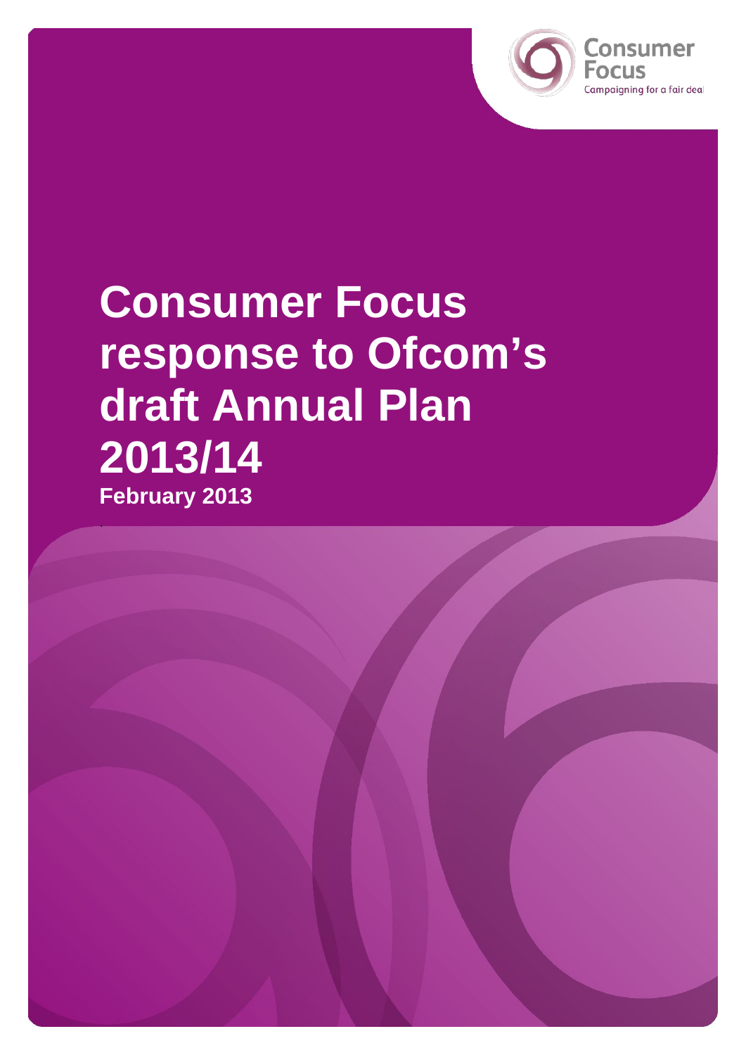Consumer Focus

Campaigning for a fair deal

# Consumer Focus response to Ofcom's draft Annual Plan 2013/14

**February 2013**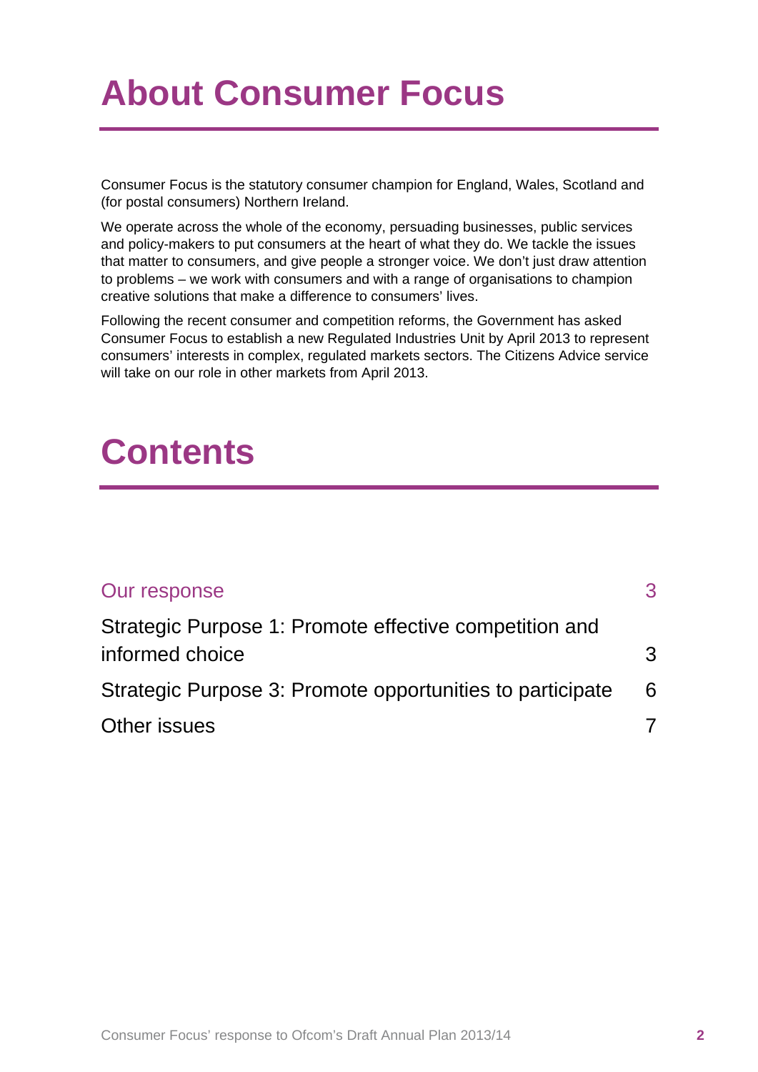# About Consumer Focus

Consumer Focus is the statutory consumer champion for England, Wales, Scotland and (for postal consumers) Northern Ireland.

We operate across the whole of the economy, persuading businesses, public services and policy-makers to put consumers at the heart of what they do. We tackle the issues that matter to consumers, and give people a stronger voice. We don't just draw attention to problems – we work with consumers and with a range of organisations to champion creative solutions that make a difference to consumers' lives.

Following the recent consumer and competition reforms, the Government has asked Consumer Focus to establish a new Regulated Industries Unit by April 2013 to represent consumers' interests in complex, regulated markets sectors. The Citizens Advice service will take on our role in other markets from April 2013.

# Contents

| | |
|---|---|
| Our response | 3 |
| Strategic Purpose 1: Promote effective competition and informed choice | 3 |
| Strategic Purpose 3: Promote opportunities to participate | 6 |
| Other issues | 7 |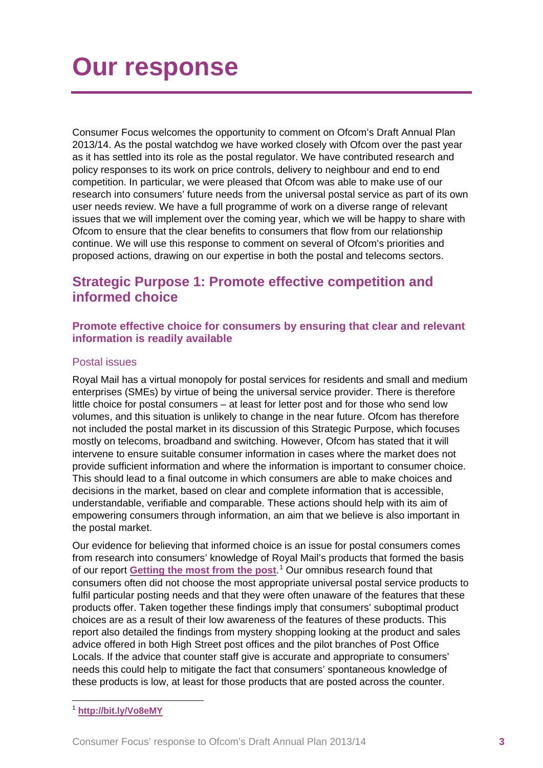# Our response

Consumer Focus welcomes the opportunity to comment on Ofcom's Draft Annual Plan 2013/14. As the postal watchdog we have worked closely with Ofcom over the past year as it has settled into its role as the postal regulator. We have contributed research and policy responses to its work on price controls, delivery to neighbour and end to end competition. In particular, we were pleased that Ofcom was able to make use of our research into consumers' future needs from the universal postal service as part of its own user needs review. We have a full programme of work on a diverse range of relevant issues that we will implement over the coming year, which we will be happy to share with Ofcom to ensure that the clear benefits to consumers that flow from our relationship continue. We will use this response to comment on several of Ofcom's priorities and proposed actions, drawing on our expertise in both the postal and telecoms sectors.

## Strategic Purpose 1: Promote effective competition and informed choice

### Promote effective choice for consumers by ensuring that clear and relevant information is readily available

#### Postal issues

Royal Mail has a virtual monopoly for postal services for residents and small and medium enterprises (SMEs) by virtue of being the universal service provider. There is therefore little choice for postal consumers – at least for letter post and for those who send low volumes, and this situation is unlikely to change in the near future. Ofcom has therefore not included the postal market in its discussion of this Strategic Purpose, which focuses mostly on telecoms, broadband and switching. However, Ofcom has stated that it will intervene to ensure suitable consumer information in cases where the market does not provide sufficient information and where the information is important to consumer choice. This should lead to a final outcome in which consumers are able to make choices and decisions in the market, based on clear and complete information that is accessible, understandable, verifiable and comparable. These actions should help with its aim of empowering consumers through information, an aim that we believe is also important in the postal market.

Our evidence for believing that informed choice is an issue for postal consumers comes from research into consumers' knowledge of Royal Mail's products that formed the basis of our report **Getting the most from the post**.[1] Our omnibus research found that consumers often did not choose the most appropriate universal postal service products to fulfil particular posting needs and that they were often unaware of the features that these products offer. Taken together these findings imply that consumers' suboptimal product choices are as a result of their low awareness of the features of these products. This report also detailed the findings from mystery shopping looking at the product and sales advice offered in both High Street post offices and the pilot branches of Post Office Locals. If the advice that counter staff give is accurate and appropriate to consumers' needs this could help to mitigate the fact that consumers' spontaneous knowledge of these products is low, at least for those products that are posted across the counter.

[1] **http://bit.ly/Vo8eMY**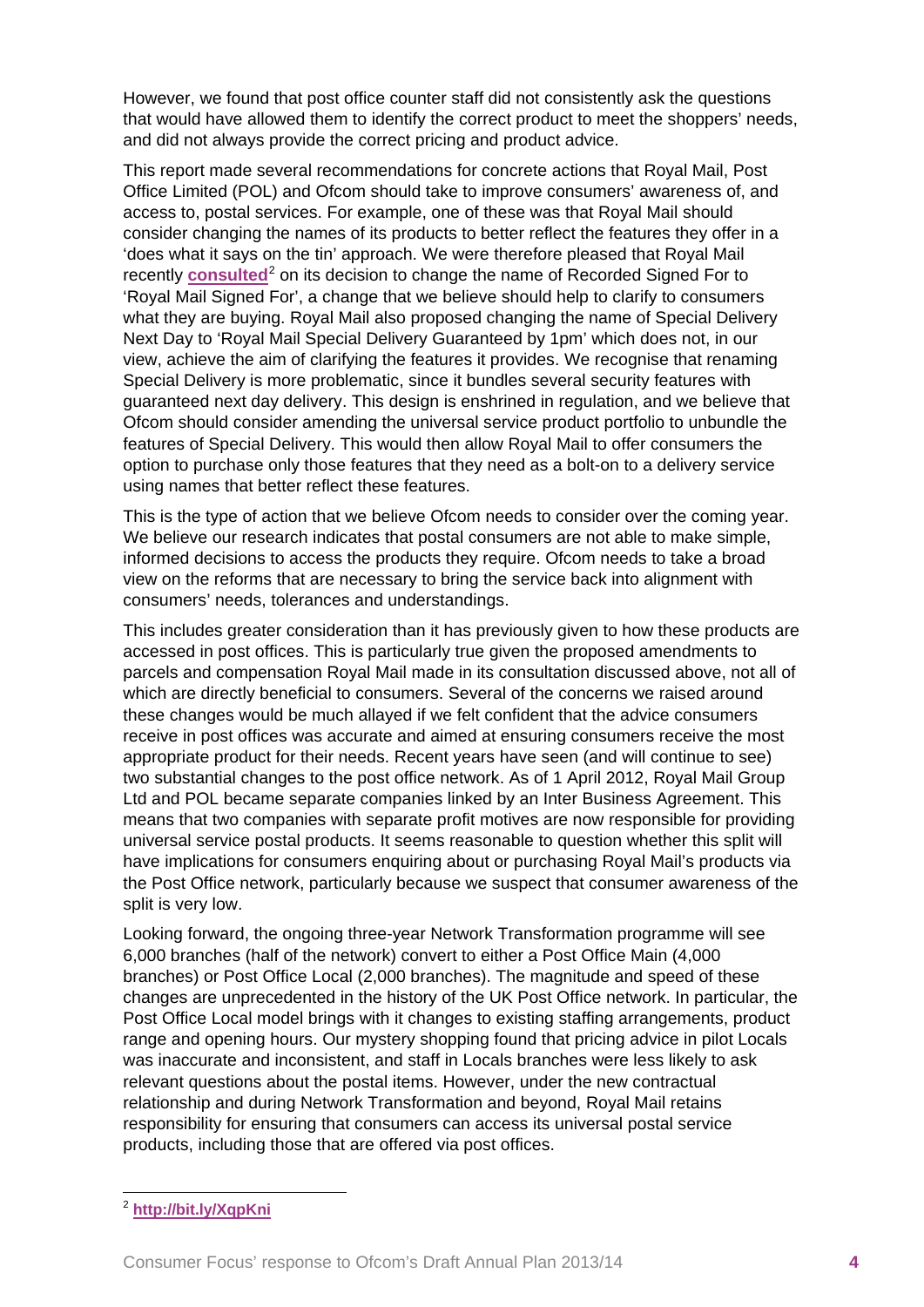However, we found that post office counter staff did not consistently ask the questions that would have allowed them to identify the correct product to meet the shoppers' needs, and did not always provide the correct pricing and product advice.

This report made several recommendations for concrete actions that Royal Mail, Post Office Limited (POL) and Ofcom should take to improve consumers' awareness of, and access to, postal services. For example, one of these was that Royal Mail should consider changing the names of its products to better reflect the features they offer in a 'does what it says on the tin' approach. We were therefore pleased that Royal Mail recently **consulted**[2] on its decision to change the name of Recorded Signed For to 'Royal Mail Signed For', a change that we believe should help to clarify to consumers what they are buying. Royal Mail also proposed changing the name of Special Delivery Next Day to 'Royal Mail Special Delivery Guaranteed by 1pm' which does not, in our view, achieve the aim of clarifying the features it provides. We recognise that renaming Special Delivery is more problematic, since it bundles several security features with guaranteed next day delivery. This design is enshrined in regulation, and we believe that Ofcom should consider amending the universal service product portfolio to unbundle the features of Special Delivery. This would then allow Royal Mail to offer consumers the option to purchase only those features that they need as a bolt-on to a delivery service using names that better reflect these features.

This is the type of action that we believe Ofcom needs to consider over the coming year. We believe our research indicates that postal consumers are not able to make simple, informed decisions to access the products they require. Ofcom needs to take a broad view on the reforms that are necessary to bring the service back into alignment with consumers' needs, tolerances and understandings.

This includes greater consideration than it has previously given to how these products are accessed in post offices. This is particularly true given the proposed amendments to parcels and compensation Royal Mail made in its consultation discussed above, not all of which are directly beneficial to consumers. Several of the concerns we raised around these changes would be much allayed if we felt confident that the advice consumers receive in post offices was accurate and aimed at ensuring consumers receive the most appropriate product for their needs. Recent years have seen (and will continue to see) two substantial changes to the post office network. As of 1 April 2012, Royal Mail Group Ltd and POL became separate companies linked by an Inter Business Agreement. This means that two companies with separate profit motives are now responsible for providing universal service postal products. It seems reasonable to question whether this split will have implications for consumers enquiring about or purchasing Royal Mail's products via the Post Office network, particularly because we suspect that consumer awareness of the split is very low.

Looking forward, the ongoing three-year Network Transformation programme will see 6,000 branches (half of the network) convert to either a Post Office Main (4,000 branches) or Post Office Local (2,000 branches). The magnitude and speed of these changes are unprecedented in the history of the UK Post Office network. In particular, the Post Office Local model brings with it changes to existing staffing arrangements, product range and opening hours. Our mystery shopping found that pricing advice in pilot Locals was inaccurate and inconsistent, and staff in Locals branches were less likely to ask relevant questions about the postal items. However, under the new contractual relationship and during Network Transformation and beyond, Royal Mail retains responsibility for ensuring that consumers can access its universal postal service products, including those that are offered via post offices.

---

[2] **http://bit.ly/XqpKni**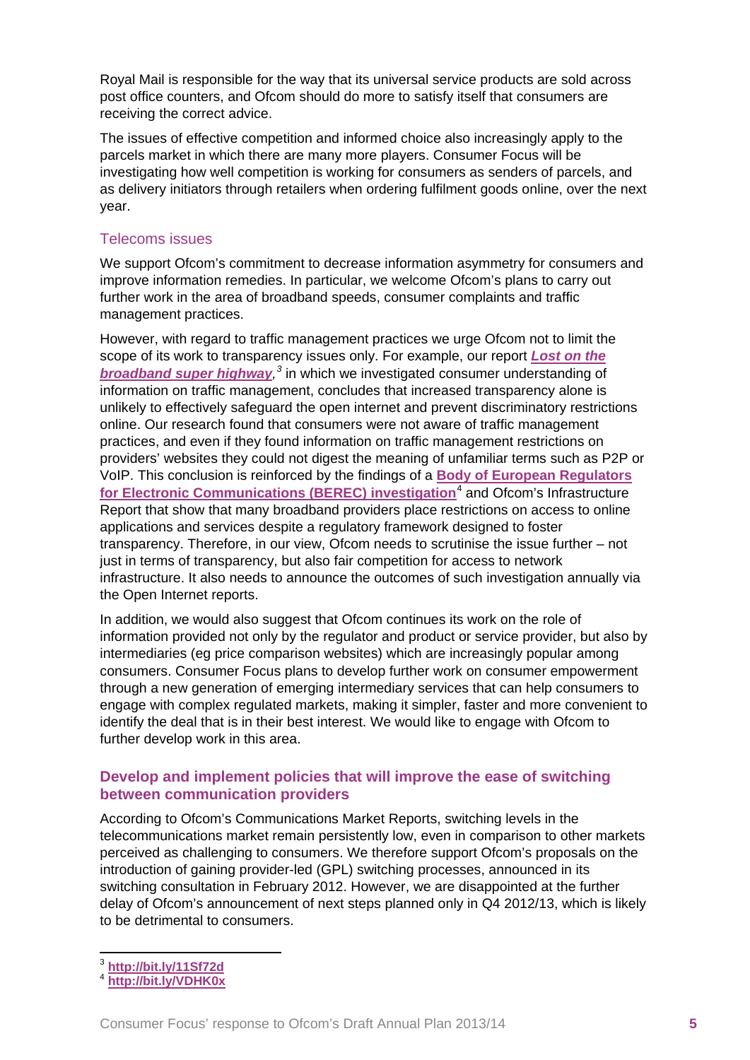Royal Mail is responsible for the way that its universal service products are sold across post office counters, and Ofcom should do more to satisfy itself that consumers are receiving the correct advice.

The issues of effective competition and informed choice also increasingly apply to the parcels market in which there are many more players. Consumer Focus will be investigating how well competition is working for consumers as senders of parcels, and as delivery initiators through retailers when ordering fulfilment goods online, over the next year.

### Telecoms issues

We support Ofcom's commitment to decrease information asymmetry for consumers and improve information remedies. In particular, we welcome Ofcom's plans to carry out further work in the area of broadband speeds, consumer complaints and traffic management practices.

However, with regard to traffic management practices we urge Ofcom not to limit the scope of its work to transparency issues only. For example, our report ***Lost on the broadband super highway***,[3] in which we investigated consumer understanding of information on traffic management, concludes that increased transparency alone is unlikely to effectively safeguard the open internet and prevent discriminatory restrictions online. Our research found that consumers were not aware of traffic management practices, and even if they found information on traffic management restrictions on providers' websites they could not digest the meaning of unfamiliar terms such as P2P or VoIP. This conclusion is reinforced by the findings of a **Body of European Regulators for Electronic Communications (BEREC) investigation**[4] and Ofcom's Infrastructure Report that show that many broadband providers place restrictions on access to online applications and services despite a regulatory framework designed to foster transparency. Therefore, in our view, Ofcom needs to scrutinise the issue further – not just in terms of transparency, but also fair competition for access to network infrastructure. It also needs to announce the outcomes of such investigation annually via the Open Internet reports.

In addition, we would also suggest that Ofcom continues its work on the role of information provided not only by the regulator and product or service provider, but also by intermediaries (eg price comparison websites) which are increasingly popular among consumers. Consumer Focus plans to develop further work on consumer empowerment through a new generation of emerging intermediary services that can help consumers to engage with complex regulated markets, making it simpler, faster and more convenient to identify the deal that is in their best interest. We would like to engage with Ofcom to further develop work in this area.

## Develop and implement policies that will improve the ease of switching between communication providers

According to Ofcom's Communications Market Reports, switching levels in the telecommunications market remain persistently low, even in comparison to other markets perceived as challenging to consumers. We therefore support Ofcom's proposals on the introduction of gaining provider-led (GPL) switching processes, announced in its switching consultation in February 2012. However, we are disappointed at the further delay of Ofcom's announcement of next steps planned only in Q4 2012/13, which is likely to be detrimental to consumers.

---

[3] **http://bit.ly/11Sf72d**

[4] **http://bit.ly/VDHK0x**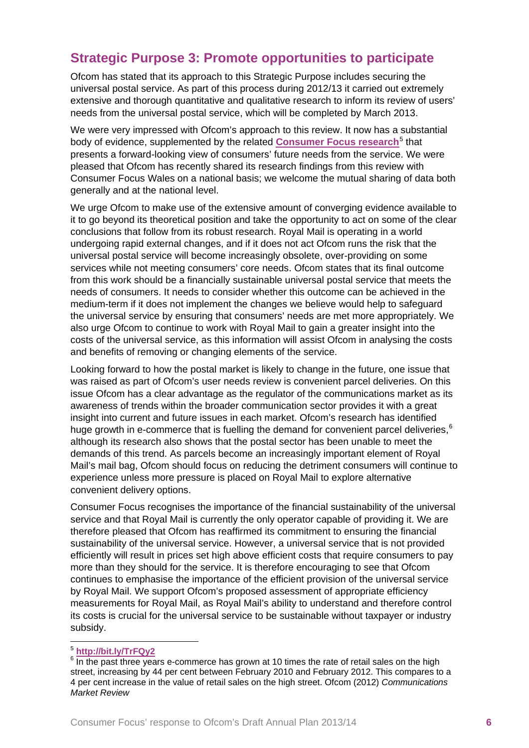## Strategic Purpose 3: Promote opportunities to participate

Ofcom has stated that its approach to this Strategic Purpose includes securing the universal postal service. As part of this process during 2012/13 it carried out extremely extensive and thorough quantitative and qualitative research to inform its review of users' needs from the universal postal service, which will be completed by March 2013.

We were very impressed with Ofcom's approach to this review. It now has a substantial body of evidence, supplemented by the related **Consumer Focus research**[5] that presents a forward-looking view of consumers' future needs from the service. We were pleased that Ofcom has recently shared its research findings from this review with Consumer Focus Wales on a national basis; we welcome the mutual sharing of data both generally and at the national level.

We urge Ofcom to make use of the extensive amount of converging evidence available to it to go beyond its theoretical position and take the opportunity to act on some of the clear conclusions that follow from its robust research. Royal Mail is operating in a world undergoing rapid external changes, and if it does not act Ofcom runs the risk that the universal postal service will become increasingly obsolete, over-providing on some services while not meeting consumers' core needs. Ofcom states that its final outcome from this work should be a financially sustainable universal postal service that meets the needs of consumers. It needs to consider whether this outcome can be achieved in the medium-term if it does not implement the changes we believe would help to safeguard the universal service by ensuring that consumers' needs are met more appropriately. We also urge Ofcom to continue to work with Royal Mail to gain a greater insight into the costs of the universal service, as this information will assist Ofcom in analysing the costs and benefits of removing or changing elements of the service.

Looking forward to how the postal market is likely to change in the future, one issue that was raised as part of Ofcom's user needs review is convenient parcel deliveries. On this issue Ofcom has a clear advantage as the regulator of the communications market as its awareness of trends within the broader communication sector provides it with a great insight into current and future issues in each market. Ofcom's research has identified huge growth in e-commerce that is fuelling the demand for convenient parcel deliveries,[6] although its research also shows that the postal sector has been unable to meet the demands of this trend. As parcels become an increasingly important element of Royal Mail's mail bag, Ofcom should focus on reducing the detriment consumers will continue to experience unless more pressure is placed on Royal Mail to explore alternative convenient delivery options.

Consumer Focus recognises the importance of the financial sustainability of the universal service and that Royal Mail is currently the only operator capable of providing it. We are therefore pleased that Ofcom has reaffirmed its commitment to ensuring the financial sustainability of the universal service. However, a universal service that is not provided efficiently will result in prices set high above efficient costs that require consumers to pay more than they should for the service. It is therefore encouraging to see that Ofcom continues to emphasise the importance of the efficient provision of the universal service by Royal Mail. We support Ofcom's proposed assessment of appropriate efficiency measurements for Royal Mail, as Royal Mail's ability to understand and therefore control its costs is crucial for the universal service to be sustainable without taxpayer or industry subsidy.

---

[5] **http://bit.ly/TrFQy2**

[6] In the past three years e-commerce has grown at 10 times the rate of retail sales on the high street, increasing by 44 per cent between February 2010 and February 2012. This compares to a 4 per cent increase in the value of retail sales on the high street. Ofcom (2012) *Communications Market Review*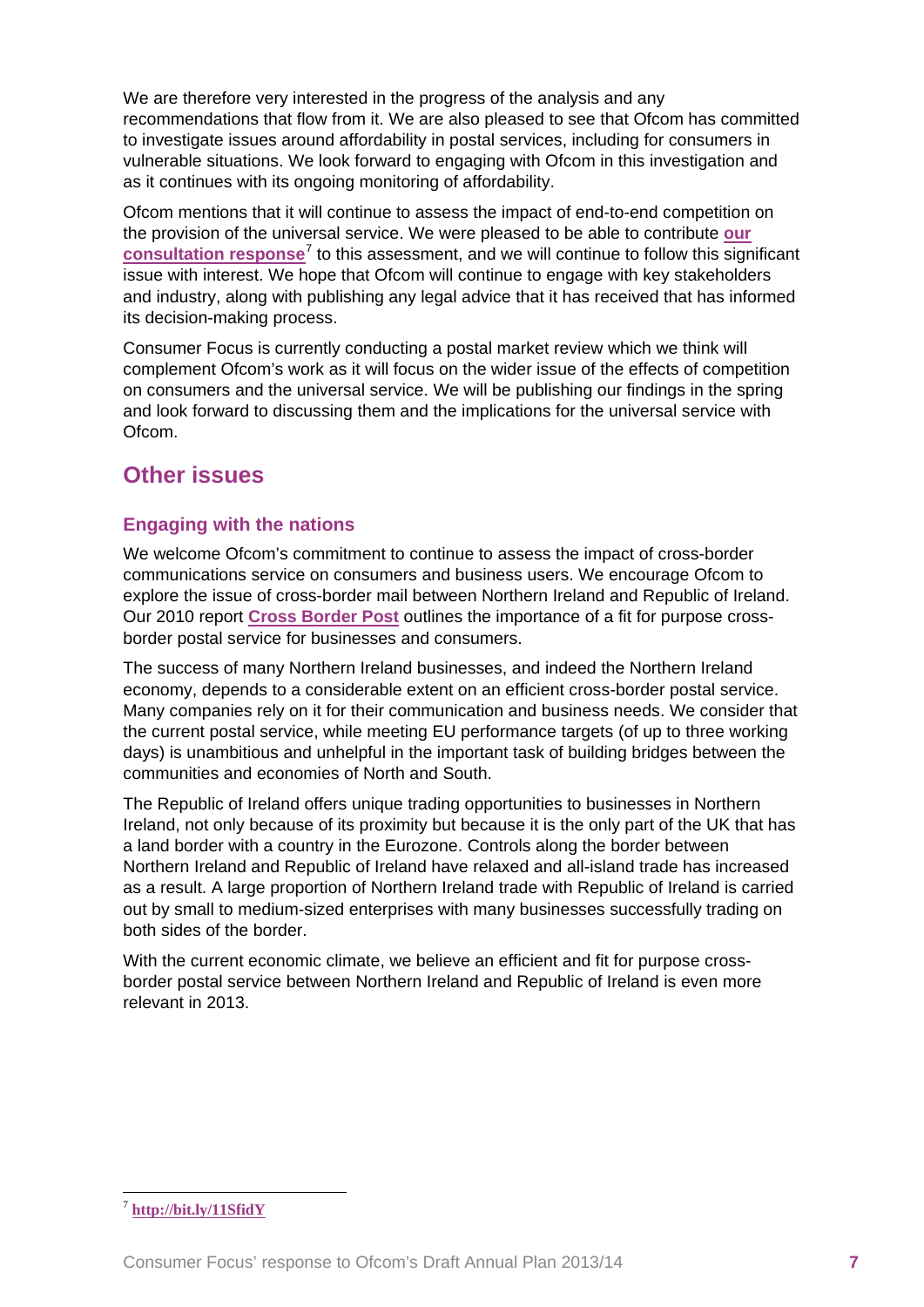We are therefore very interested in the progress of the analysis and any recommendations that flow from it. We are also pleased to see that Ofcom has committed to investigate issues around affordability in postal services, including for consumers in vulnerable situations. We look forward to engaging with Ofcom in this investigation and as it continues with its ongoing monitoring of affordability.

Ofcom mentions that it will continue to assess the impact of end-to-end competition on the provision of the universal service. We were pleased to be able to contribute **our consultation response**[7] to this assessment, and we will continue to follow this significant issue with interest. We hope that Ofcom will continue to engage with key stakeholders and industry, along with publishing any legal advice that it has received that has informed its decision-making process.

Consumer Focus is currently conducting a postal market review which we think will complement Ofcom's work as it will focus on the wider issue of the effects of competition on consumers and the universal service. We will be publishing our findings in the spring and look forward to discussing them and the implications for the universal service with Ofcom.

## Other issues

### Engaging with the nations

We welcome Ofcom's commitment to continue to assess the impact of cross-border communications service on consumers and business users. We encourage Ofcom to explore the issue of cross-border mail between Northern Ireland and Republic of Ireland. Our 2010 report **Cross Border Post** outlines the importance of a fit for purpose cross-border postal service for businesses and consumers.

The success of many Northern Ireland businesses, and indeed the Northern Ireland economy, depends to a considerable extent on an efficient cross-border postal service. Many companies rely on it for their communication and business needs. We consider that the current postal service, while meeting EU performance targets (of up to three working days) is unambitious and unhelpful in the important task of building bridges between the communities and economies of North and South.

The Republic of Ireland offers unique trading opportunities to businesses in Northern Ireland, not only because of its proximity but because it is the only part of the UK that has a land border with a country in the Eurozone. Controls along the border between Northern Ireland and Republic of Ireland have relaxed and all-island trade has increased as a result. A large proportion of Northern Ireland trade with Republic of Ireland is carried out by small to medium-sized enterprises with many businesses successfully trading on both sides of the border.

With the current economic climate, we believe an efficient and fit for purpose cross-border postal service between Northern Ireland and Republic of Ireland is even more relevant in 2013.

---

[7] **http://bit.ly/11SfidY**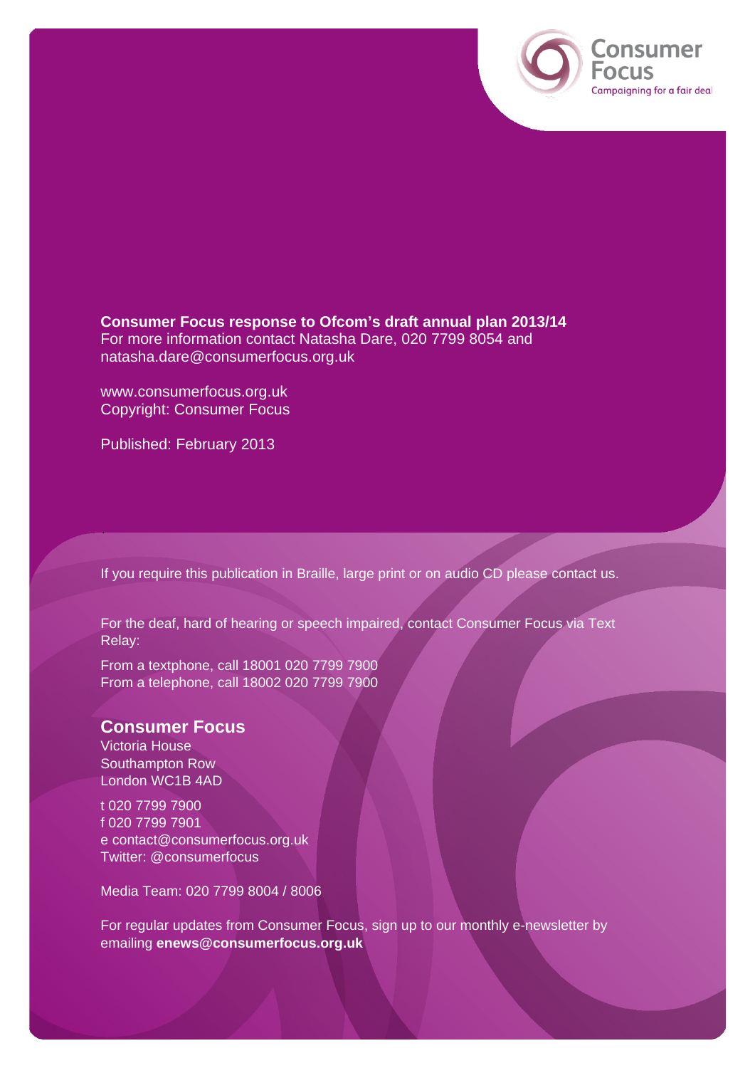Consumer Focus
Campaigning for a fair deal

**Consumer Focus response to Ofcom's draft annual plan 2013/14**
For more information contact Natasha Dare, 020 7799 8054 and natasha.dare@consumerfocus.org.uk

www.consumerfocus.org.uk
Copyright: Consumer Focus

Published: February 2013

If you require this publication in Braille, large print or on audio CD please contact us.

For the deaf, hard of hearing or speech impaired, contact Consumer Focus via Text Relay:

From a textphone, call 18001 020 7799 7900
From a telephone, call 18002 020 7799 7900

## Consumer Focus

Victoria House
Southampton Row
London WC1B 4AD

t 020 7799 7900
f 020 7799 7901
e contact@consumerfocus.org.uk
Twitter: @consumerfocus

Media Team: 020 7799 8004 / 8006

For regular updates from Consumer Focus, sign up to our monthly e-newsletter by emailing **enews@consumerfocus.org.uk**